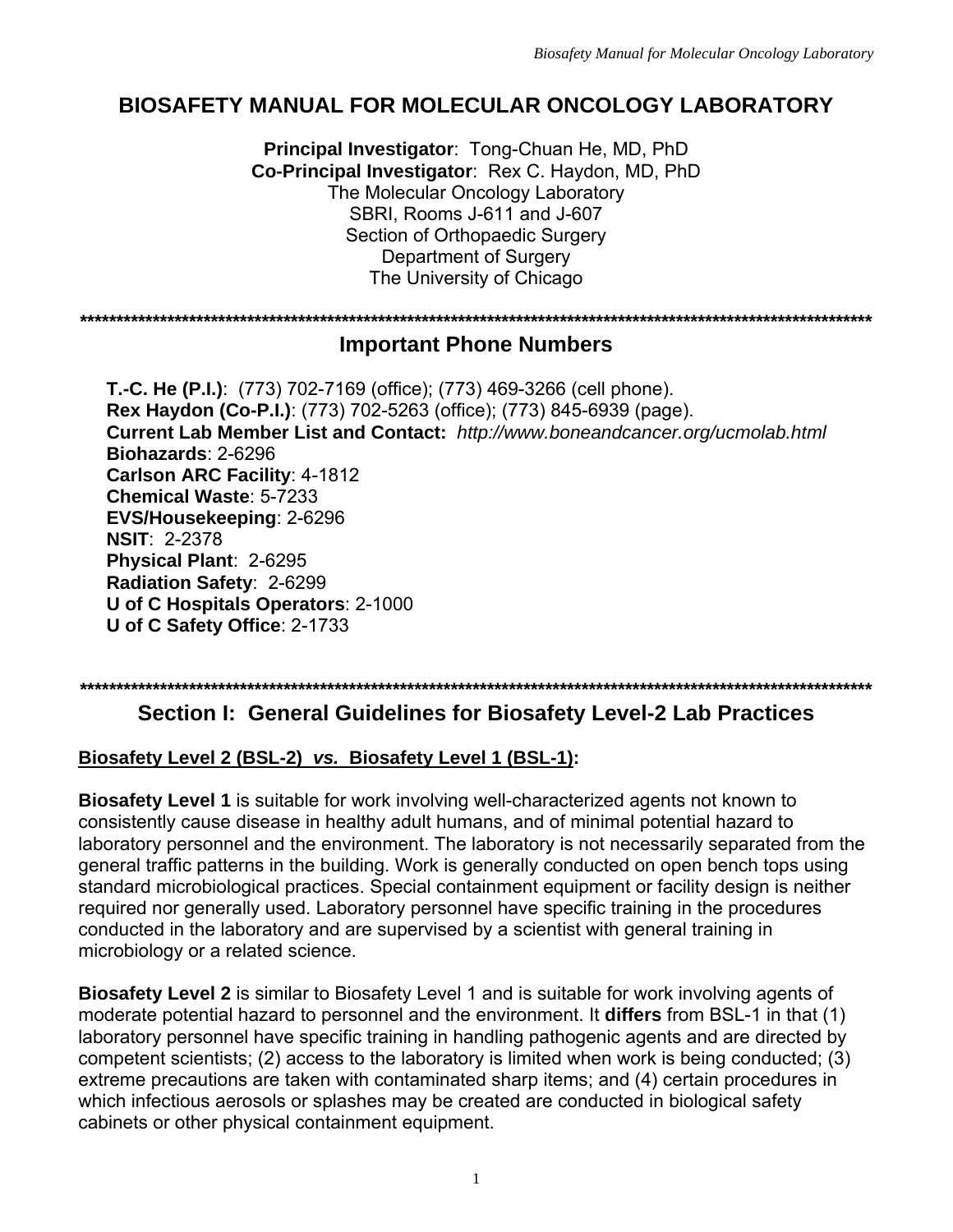# BIOSAFETY MANUAL FOR MOLECULAR ONCOLOGY LABORATORY

**Principal Investigator**: Tong-Chuan He, MD, PhD
**Co-Principal Investigator**: Rex C. Haydon, MD, PhD
The Molecular Oncology Laboratory
SBRI, Rooms J-611 and J-607
Section of Orthopaedic Surgery
Department of Surgery
The University of Chicago

*************************************************************************************************************************

## Important Phone Numbers

**T.-C. He (P.I.)**: (773) 702-7169 (office); (773) 469-3266 (cell phone).
**Rex Haydon (Co-P.I.)**: (773) 702-5263 (office); (773) 845-6939 (page).
**Current Lab Member List and Contact:** *http://www.boneandcancer.org/ucmolab.html*
**Biohazards**: 2-6296
**Carlson ARC Facility**: 4-1812
**Chemical Waste**: 5-7233
**EVS/Housekeeping**: 2-6296
**NSIT**: 2-2378
**Physical Plant**: 2-6295
**Radiation Safety**: 2-6299
**U of C Hospitals Operators**: 2-1000
**U of C Safety Office**: 2-1733

*************************************************************************************************************************

## Section I: General Guidelines for Biosafety Level-2 Lab Practices

**Biosafety Level 2 (BSL-2) *vs.* Biosafety Level 1 (BSL-1):**

**Biosafety Level 1** is suitable for work involving well-characterized agents not known to consistently cause disease in healthy adult humans, and of minimal potential hazard to laboratory personnel and the environment. The laboratory is not necessarily separated from the general traffic patterns in the building. Work is generally conducted on open bench tops using standard microbiological practices. Special containment equipment or facility design is neither required nor generally used. Laboratory personnel have specific training in the procedures conducted in the laboratory and are supervised by a scientist with general training in microbiology or a related science.

**Biosafety Level 2** is similar to Biosafety Level 1 and is suitable for work involving agents of moderate potential hazard to personnel and the environment. It **differs** from BSL-1 in that (1) laboratory personnel have specific training in handling pathogenic agents and are directed by competent scientists; (2) access to the laboratory is limited when work is being conducted; (3) extreme precautions are taken with contaminated sharp items; and (4) certain procedures in which infectious aerosols or splashes may be created are conducted in biological safety cabinets or other physical containment equipment.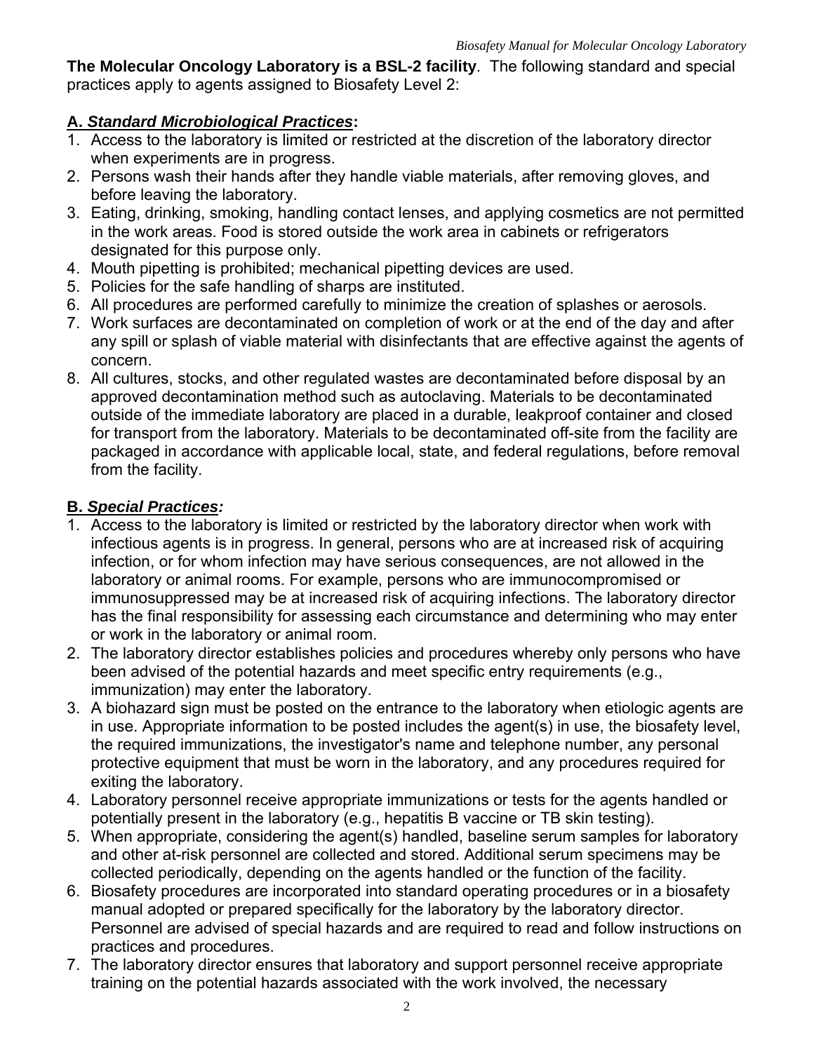**The Molecular Oncology Laboratory is a BSL-2 facility**. The following standard and special practices apply to agents assigned to Biosafety Level 2:

**A. *Standard Microbiological Practices*:**

1. Access to the laboratory is limited or restricted at the discretion of the laboratory director when experiments are in progress.
2. Persons wash their hands after they handle viable materials, after removing gloves, and before leaving the laboratory.
3. Eating, drinking, smoking, handling contact lenses, and applying cosmetics are not permitted in the work areas. Food is stored outside the work area in cabinets or refrigerators designated for this purpose only.
4. Mouth pipetting is prohibited; mechanical pipetting devices are used.
5. Policies for the safe handling of sharps are instituted.
6. All procedures are performed carefully to minimize the creation of splashes or aerosols.
7. Work surfaces are decontaminated on completion of work or at the end of the day and after any spill or splash of viable material with disinfectants that are effective against the agents of concern.
8. All cultures, stocks, and other regulated wastes are decontaminated before disposal by an approved decontamination method such as autoclaving. Materials to be decontaminated outside of the immediate laboratory are placed in a durable, leakproof container and closed for transport from the laboratory. Materials to be decontaminated off-site from the facility are packaged in accordance with applicable local, state, and federal regulations, before removal from the facility.

**B. *Special Practices:***

1. Access to the laboratory is limited or restricted by the laboratory director when work with infectious agents is in progress. In general, persons who are at increased risk of acquiring infection, or for whom infection may have serious consequences, are not allowed in the laboratory or animal rooms. For example, persons who are immunocompromised or immunosuppressed may be at increased risk of acquiring infections. The laboratory director has the final responsibility for assessing each circumstance and determining who may enter or work in the laboratory or animal room.
2. The laboratory director establishes policies and procedures whereby only persons who have been advised of the potential hazards and meet specific entry requirements (e.g., immunization) may enter the laboratory.
3. A biohazard sign must be posted on the entrance to the laboratory when etiologic agents are in use. Appropriate information to be posted includes the agent(s) in use, the biosafety level, the required immunizations, the investigator's name and telephone number, any personal protective equipment that must be worn in the laboratory, and any procedures required for exiting the laboratory.
4. Laboratory personnel receive appropriate immunizations or tests for the agents handled or potentially present in the laboratory (e.g., hepatitis B vaccine or TB skin testing).
5. When appropriate, considering the agent(s) handled, baseline serum samples for laboratory and other at-risk personnel are collected and stored. Additional serum specimens may be collected periodically, depending on the agents handled or the function of the facility.
6. Biosafety procedures are incorporated into standard operating procedures or in a biosafety manual adopted or prepared specifically for the laboratory by the laboratory director. Personnel are advised of special hazards and are required to read and follow instructions on practices and procedures.
7. The laboratory director ensures that laboratory and support personnel receive appropriate training on the potential hazards associated with the work involved, the necessary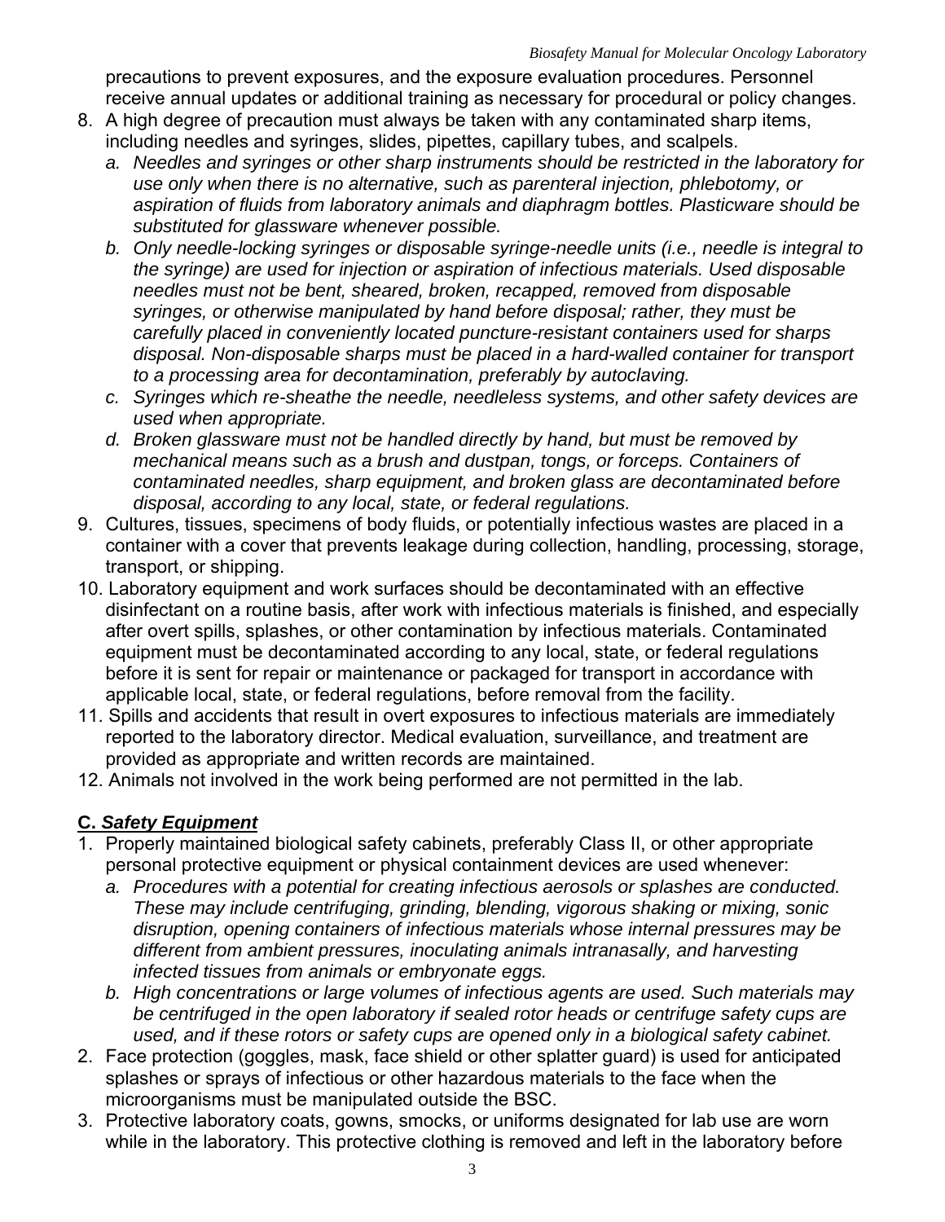precautions to prevent exposures, and the exposure evaluation procedures. Personnel receive annual updates or additional training as necessary for procedural or policy changes.

8. A high degree of precaution must always be taken with any contaminated sharp items, including needles and syringes, slides, pipettes, capillary tubes, and scalpels.
   a. *Needles and syringes or other sharp instruments should be restricted in the laboratory for use only when there is no alternative, such as parenteral injection, phlebotomy, or aspiration of fluids from laboratory animals and diaphragm bottles. Plasticware should be substituted for glassware whenever possible.*
   b. *Only needle-locking syringes or disposable syringe-needle units (i.e., needle is integral to the syringe) are used for injection or aspiration of infectious materials. Used disposable needles must not be bent, sheared, broken, recapped, removed from disposable syringes, or otherwise manipulated by hand before disposal; rather, they must be carefully placed in conveniently located puncture-resistant containers used for sharps disposal. Non-disposable sharps must be placed in a hard-walled container for transport to a processing area for decontamination, preferably by autoclaving.*
   c. *Syringes which re-sheathe the needle, needleless systems, and other safety devices are used when appropriate.*
   d. *Broken glassware must not be handled directly by hand, but must be removed by mechanical means such as a brush and dustpan, tongs, or forceps. Containers of contaminated needles, sharp equipment, and broken glass are decontaminated before disposal, according to any local, state, or federal regulations.*
9. Cultures, tissues, specimens of body fluids, or potentially infectious wastes are placed in a container with a cover that prevents leakage during collection, handling, processing, storage, transport, or shipping.
10. Laboratory equipment and work surfaces should be decontaminated with an effective disinfectant on a routine basis, after work with infectious materials is finished, and especially after overt spills, splashes, or other contamination by infectious materials. Contaminated equipment must be decontaminated according to any local, state, or federal regulations before it is sent for repair or maintenance or packaged for transport in accordance with applicable local, state, or federal regulations, before removal from the facility.
11. Spills and accidents that result in overt exposures to infectious materials are immediately reported to the laboratory director. Medical evaluation, surveillance, and treatment are provided as appropriate and written records are maintained.
12. Animals not involved in the work being performed are not permitted in the lab.

## C. *Safety Equipment*

1. Properly maintained biological safety cabinets, preferably Class II, or other appropriate personal protective equipment or physical containment devices are used whenever:
   a. *Procedures with a potential for creating infectious aerosols or splashes are conducted. These may include centrifuging, grinding, blending, vigorous shaking or mixing, sonic disruption, opening containers of infectious materials whose internal pressures may be different from ambient pressures, inoculating animals intranasally, and harvesting infected tissues from animals or embryonate eggs.*
   b. *High concentrations or large volumes of infectious agents are used. Such materials may be centrifuged in the open laboratory if sealed rotor heads or centrifuge safety cups are used, and if these rotors or safety cups are opened only in a biological safety cabinet.*
2. Face protection (goggles, mask, face shield or other splatter guard) is used for anticipated splashes or sprays of infectious or other hazardous materials to the face when the microorganisms must be manipulated outside the BSC.
3. Protective laboratory coats, gowns, smocks, or uniforms designated for lab use are worn while in the laboratory. This protective clothing is removed and left in the laboratory before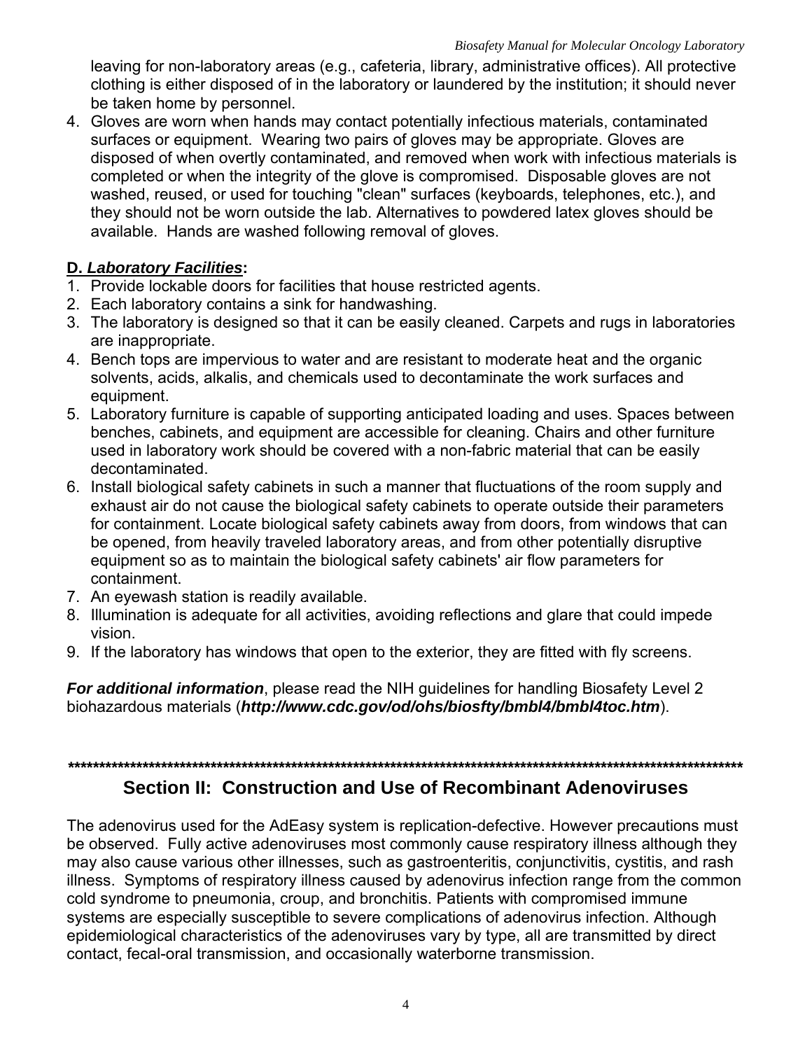leaving for non-laboratory areas (e.g., cafeteria, library, administrative offices). All protective clothing is either disposed of in the laboratory or laundered by the institution; it should never be taken home by personnel.

4. Gloves are worn when hands may contact potentially infectious materials, contaminated surfaces or equipment. Wearing two pairs of gloves may be appropriate. Gloves are disposed of when overtly contaminated, and removed when work with infectious materials is completed or when the integrity of the glove is compromised. Disposable gloves are not washed, reused, or used for touching "clean" surfaces (keyboards, telephones, etc.), and they should not be worn outside the lab. Alternatives to powdered latex gloves should be available. Hands are washed following removal of gloves.

**D. *Laboratory Facilities*:**

1. Provide lockable doors for facilities that house restricted agents.
2. Each laboratory contains a sink for handwashing.
3. The laboratory is designed so that it can be easily cleaned. Carpets and rugs in laboratories are inappropriate.
4. Bench tops are impervious to water and are resistant to moderate heat and the organic solvents, acids, alkalis, and chemicals used to decontaminate the work surfaces and equipment.
5. Laboratory furniture is capable of supporting anticipated loading and uses. Spaces between benches, cabinets, and equipment are accessible for cleaning. Chairs and other furniture used in laboratory work should be covered with a non-fabric material that can be easily decontaminated.
6. Install biological safety cabinets in such a manner that fluctuations of the room supply and exhaust air do not cause the biological safety cabinets to operate outside their parameters for containment. Locate biological safety cabinets away from doors, from windows that can be opened, from heavily traveled laboratory areas, and from other potentially disruptive equipment so as to maintain the biological safety cabinets' air flow parameters for containment.
7. An eyewash station is readily available.
8. Illumination is adequate for all activities, avoiding reflections and glare that could impede vision.
9. If the laboratory has windows that open to the exterior, they are fitted with fly screens.

***For additional information***, please read the NIH guidelines for handling Biosafety Level 2 biohazardous materials (***http://www.cdc.gov/od/ohs/biosfty/bmbl4/bmbl4toc.htm***).

******************************************************************************************************************

## Section II: Construction and Use of Recombinant Adenoviruses

The adenovirus used for the AdEasy system is replication-defective. However precautions must be observed. Fully active adenoviruses most commonly cause respiratory illness although they may also cause various other illnesses, such as gastroenteritis, conjunctivitis, cystitis, and rash illness. Symptoms of respiratory illness caused by adenovirus infection range from the common cold syndrome to pneumonia, croup, and bronchitis. Patients with compromised immune systems are especially susceptible to severe complications of adenovirus infection. Although epidemiological characteristics of the adenoviruses vary by type, all are transmitted by direct contact, fecal-oral transmission, and occasionally waterborne transmission.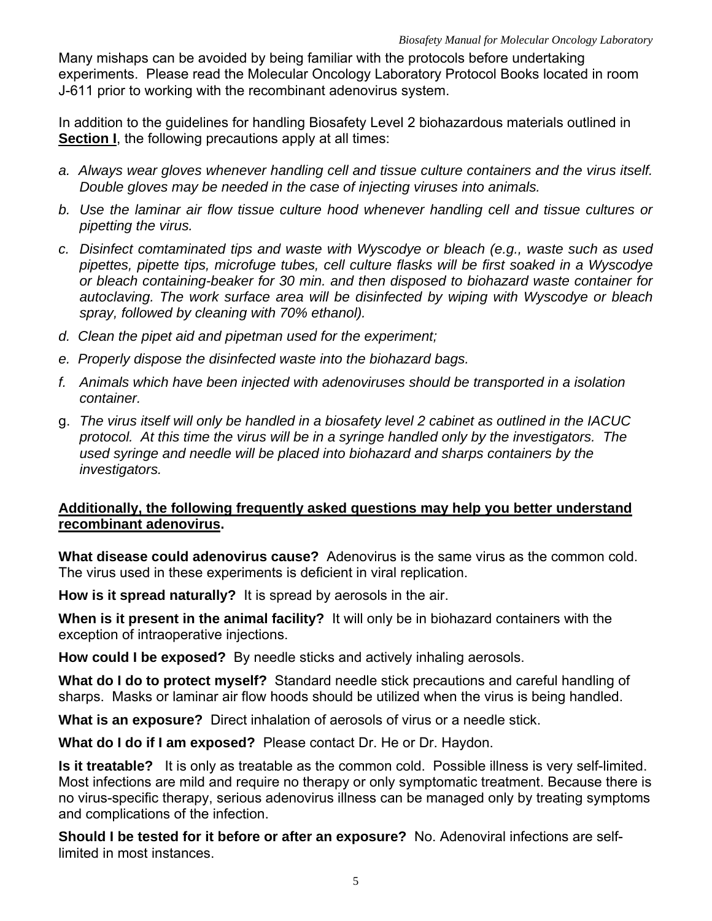Many mishaps can be avoided by being familiar with the protocols before undertaking experiments. Please read the Molecular Oncology Laboratory Protocol Books located in room J-611 prior to working with the recombinant adenovirus system.

In addition to the guidelines for handling Biosafety Level 2 biohazardous materials outlined in **Section I**, the following precautions apply at all times:

a. *Always wear gloves whenever handling cell and tissue culture containers and the virus itself. Double gloves may be needed in the case of injecting viruses into animals.*

b. *Use the laminar air flow tissue culture hood whenever handling cell and tissue cultures or pipetting the virus.*

c. *Disinfect comtaminated tips and waste with Wyscodye or bleach (e.g., waste such as used pipettes, pipette tips, microfuge tubes, cell culture flasks will be first soaked in a Wyscodye or bleach containing-beaker for 30 min. and then disposed to biohazard waste container for autoclaving. The work surface area will be disinfected by wiping with Wyscodye or bleach spray, followed by cleaning with 70% ethanol).*

d. *Clean the pipet aid and pipetman used for the experiment;*

e. *Properly dispose the disinfected waste into the biohazard bags.*

f. *Animals which have been injected with adenoviruses should be transported in a isolation container.*

g. *The virus itself will only be handled in a biosafety level 2 cabinet as outlined in the IACUC protocol. At this time the virus will be in a syringe handled only by the investigators. The used syringe and needle will be placed into biohazard and sharps containers by the investigators.*

**Additionally, the following frequently asked questions may help you better understand recombinant adenovirus.**

**What disease could adenovirus cause?** Adenovirus is the same virus as the common cold. The virus used in these experiments is deficient in viral replication.

**How is it spread naturally?** It is spread by aerosols in the air.

**When is it present in the animal facility?** It will only be in biohazard containers with the exception of intraoperative injections.

**How could I be exposed?** By needle sticks and actively inhaling aerosols.

**What do I do to protect myself?** Standard needle stick precautions and careful handling of sharps. Masks or laminar air flow hoods should be utilized when the virus is being handled.

**What is an exposure?** Direct inhalation of aerosols of virus or a needle stick.

**What do I do if I am exposed?** Please contact Dr. He or Dr. Haydon.

**Is it treatable?** It is only as treatable as the common cold. Possible illness is very self-limited. Most infections are mild and require no therapy or only symptomatic treatment. Because there is no virus-specific therapy, serious adenovirus illness can be managed only by treating symptoms and complications of the infection.

**Should I be tested for it before or after an exposure?** No. Adenoviral infections are self-limited in most instances.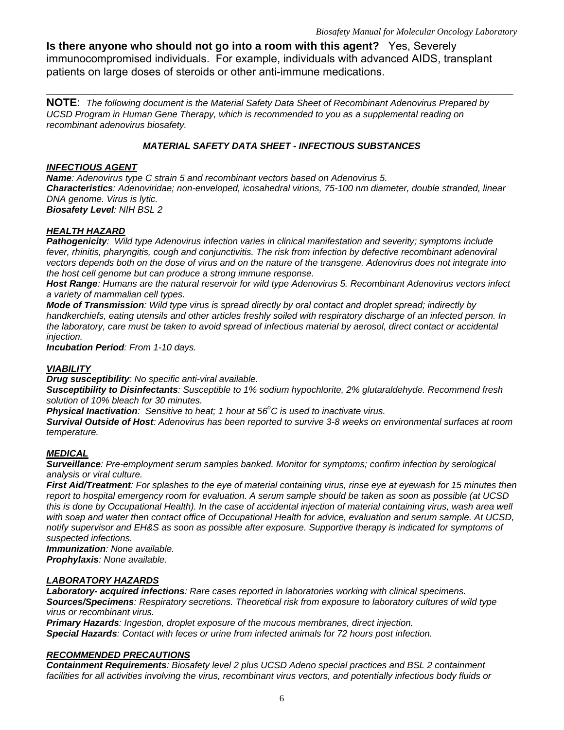**Is there anyone who should not go into a room with this agent?** Yes, Severely immunocompromised individuals. For example, individuals with advanced AIDS, transplant patients on large doses of steroids or other anti-immune medications.

---

**NOTE**: *The following document is the Material Safety Data Sheet of Recombinant Adenovirus Prepared by UCSD Program in Human Gene Therapy, which is recommended to you as a supplemental reading on recombinant adenovirus biosafety.*

### *MATERIAL SAFETY DATA SHEET - INFECTIOUS SUBSTANCES*

***INFECTIOUS AGENT***

***Name****: Adenovirus type C strain 5 and recombinant vectors based on Adenovirus 5.*
***Characteristics****: Adenoviridae; non-enveloped, icosahedral virions, 75-100 nm diameter, double stranded, linear DNA genome. Virus is lytic.*
***Biosafety Level****: NIH BSL 2*

***HEALTH HAZARD***

***Pathogenicity****: Wild type Adenovirus infection varies in clinical manifestation and severity; symptoms include fever, rhinitis, pharyngitis, cough and conjunctivitis. The risk from infection by defective recombinant adenoviral vectors depends both on the dose of virus and on the nature of the transgene. Adenovirus does not integrate into the host cell genome but can produce a strong immune response.*
***Host Range****: Humans are the natural reservoir for wild type Adenovirus 5. Recombinant Adenovirus vectors infect a variety of mammalian cell types.*
***Mode of Transmission****: Wild type virus is spread directly by oral contact and droplet spread; indirectly by handkerchiefs, eating utensils and other articles freshly soiled with respiratory discharge of an infected person. In the laboratory, care must be taken to avoid spread of infectious material by aerosol, direct contact or accidental injection.*
***Incubation Period****: From 1-10 days.*

***VIABILITY***

***Drug susceptibility****: No specific anti-viral available.*
***Susceptibility to Disinfectants****: Susceptible to 1% sodium hypochlorite, 2% glutaraldehyde. Recommend fresh solution of 10% bleach for 30 minutes.*
***Physical Inactivation****: Sensitive to heat; 1 hour at 56$^{o}$C is used to inactivate virus.*
***Survival Outside of Host****: Adenovirus has been reported to survive 3-8 weeks on environmental surfaces at room temperature.*

***MEDICAL***

***Surveillance****: Pre-employment serum samples banked. Monitor for symptoms; confirm infection by serological analysis or viral culture.*
***First Aid/Treatment****: For splashes to the eye of material containing virus, rinse eye at eyewash for 15 minutes then report to hospital emergency room for evaluation. A serum sample should be taken as soon as possible (at UCSD this is done by Occupational Health). In the case of accidental injection of material containing virus, wash area well with soap and water then contact office of Occupational Health for advice, evaluation and serum sample. At UCSD, notify supervisor and EH&S as soon as possible after exposure. Supportive therapy is indicated for symptoms of suspected infections.*
***Immunization****: None available.*
***Prophylaxis****: None available.*

***LABORATORY HAZARDS***

***Laboratory- acquired infections****: Rare cases reported in laboratories working with clinical specimens.*
***Sources/Specimens****: Respiratory secretions. Theoretical risk from exposure to laboratory cultures of wild type virus or recombinant virus.*
***Primary Hazards****: Ingestion, droplet exposure of the mucous membranes, direct injection.*
***Special Hazards****: Contact with feces or urine from infected animals for 72 hours post infection.*

***RECOMMENDED PRECAUTIONS***

***Containment Requirements****: Biosafety level 2 plus UCSD Adeno special practices and BSL 2 containment facilities for all activities involving the virus, recombinant virus vectors, and potentially infectious body fluids or*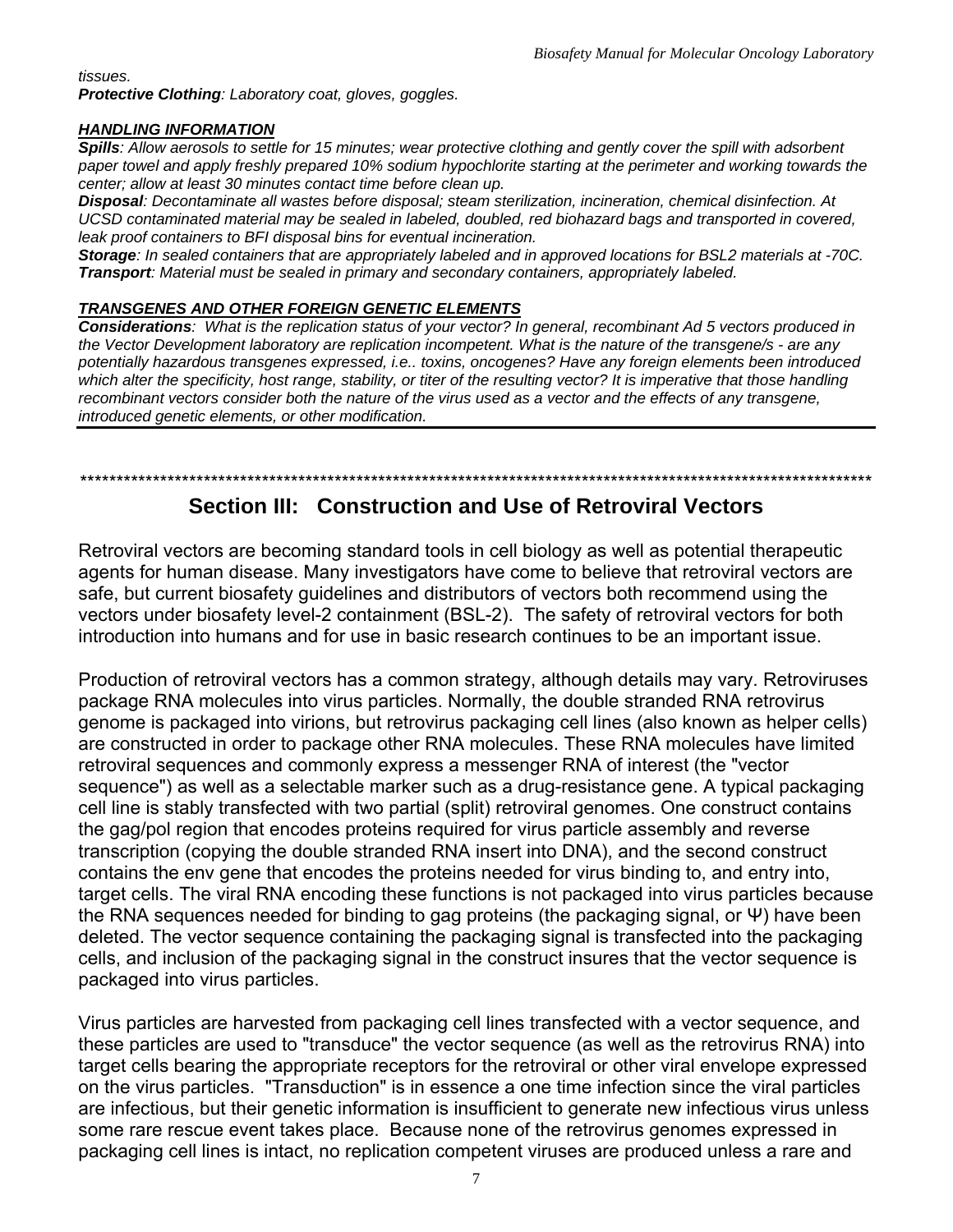*tissues.*
***Protective Clothing**: Laboratory coat, gloves, goggles.*

***HANDLING INFORMATION***

***Spills**: Allow aerosols to settle for 15 minutes; wear protective clothing and gently cover the spill with adsorbent paper towel and apply freshly prepared 10% sodium hypochlorite starting at the perimeter and working towards the center; allow at least 30 minutes contact time before clean up.*
***Disposal**: Decontaminate all wastes before disposal; steam sterilization, incineration, chemical disinfection. At UCSD contaminated material may be sealed in labeled, doubled, red biohazard bags and transported in covered, leak proof containers to BFI disposal bins for eventual incineration.*
***Storage**: In sealed containers that are appropriately labeled and in approved locations for BSL2 materials at -70C.*
***Transport**: Material must be sealed in primary and secondary containers, appropriately labeled.*

***TRANSGENES AND OTHER FOREIGN GENETIC ELEMENTS***

***Considerations**: What is the replication status of your vector? In general, recombinant Ad 5 vectors produced in the Vector Development laboratory are replication incompetent. What is the nature of the transgene/s - are any potentially hazardous transgenes expressed, i.e.. toxins, oncogenes? Have any foreign elements been introduced which alter the specificity, host range, stability, or titer of the resulting vector? It is imperative that those handling recombinant vectors consider both the nature of the virus used as a vector and the effects of any transgene, introduced genetic elements, or other modification.*

*****************************************************************************************************************

## Section III: Construction and Use of Retroviral Vectors

Retroviral vectors are becoming standard tools in cell biology as well as potential therapeutic agents for human disease. Many investigators have come to believe that retroviral vectors are safe, but current biosafety guidelines and distributors of vectors both recommend using the vectors under biosafety level-2 containment (BSL-2). The safety of retroviral vectors for both introduction into humans and for use in basic research continues to be an important issue.

Production of retroviral vectors has a common strategy, although details may vary. Retroviruses package RNA molecules into virus particles. Normally, the double stranded RNA retrovirus genome is packaged into virions, but retrovirus packaging cell lines (also known as helper cells) are constructed in order to package other RNA molecules. These RNA molecules have limited retroviral sequences and commonly express a messenger RNA of interest (the "vector sequence") as well as a selectable marker such as a drug-resistance gene. A typical packaging cell line is stably transfected with two partial (split) retroviral genomes. One construct contains the gag/pol region that encodes proteins required for virus particle assembly and reverse transcription (copying the double stranded RNA insert into DNA), and the second construct contains the env gene that encodes the proteins needed for virus binding to, and entry into, target cells. The viral RNA encoding these functions is not packaged into virus particles because the RNA sequences needed for binding to gag proteins (the packaging signal, or Ψ) have been deleted. The vector sequence containing the packaging signal is transfected into the packaging cells, and inclusion of the packaging signal in the construct insures that the vector sequence is packaged into virus particles.

Virus particles are harvested from packaging cell lines transfected with a vector sequence, and these particles are used to "transduce" the vector sequence (as well as the retrovirus RNA) into target cells bearing the appropriate receptors for the retroviral or other viral envelope expressed on the virus particles. "Transduction" is in essence a one time infection since the viral particles are infectious, but their genetic information is insufficient to generate new infectious virus unless some rare rescue event takes place. Because none of the retrovirus genomes expressed in packaging cell lines is intact, no replication competent viruses are produced unless a rare and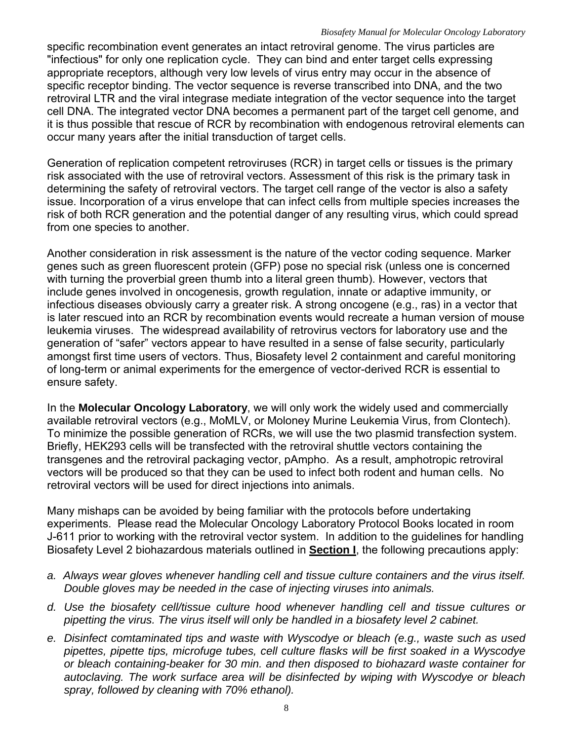specific recombination event generates an intact retroviral genome. The virus particles are "infectious" for only one replication cycle. They can bind and enter target cells expressing appropriate receptors, although very low levels of virus entry may occur in the absence of specific receptor binding. The vector sequence is reverse transcribed into DNA, and the two retroviral LTR and the viral integrase mediate integration of the vector sequence into the target cell DNA. The integrated vector DNA becomes a permanent part of the target cell genome, and it is thus possible that rescue of RCR by recombination with endogenous retroviral elements can occur many years after the initial transduction of target cells.

Generation of replication competent retroviruses (RCR) in target cells or tissues is the primary risk associated with the use of retroviral vectors. Assessment of this risk is the primary task in determining the safety of retroviral vectors. The target cell range of the vector is also a safety issue. Incorporation of a virus envelope that can infect cells from multiple species increases the risk of both RCR generation and the potential danger of any resulting virus, which could spread from one species to another.

Another consideration in risk assessment is the nature of the vector coding sequence. Marker genes such as green fluorescent protein (GFP) pose no special risk (unless one is concerned with turning the proverbial green thumb into a literal green thumb). However, vectors that include genes involved in oncogenesis, growth regulation, innate or adaptive immunity, or infectious diseases obviously carry a greater risk. A strong oncogene (e.g., ras) in a vector that is later rescued into an RCR by recombination events would recreate a human version of mouse leukemia viruses. The widespread availability of retrovirus vectors for laboratory use and the generation of "safer" vectors appear to have resulted in a sense of false security, particularly amongst first time users of vectors. Thus, Biosafety level 2 containment and careful monitoring of long-term or animal experiments for the emergence of vector-derived RCR is essential to ensure safety.

In the **Molecular Oncology Laboratory**, we will only work the widely used and commercially available retroviral vectors (e.g., MoMLV, or Moloney Murine Leukemia Virus, from Clontech). To minimize the possible generation of RCRs, we will use the two plasmid transfection system. Briefly, HEK293 cells will be transfected with the retroviral shuttle vectors containing the transgenes and the retroviral packaging vector, pAmpho. As a result, amphotropic retroviral vectors will be produced so that they can be used to infect both rodent and human cells. No retroviral vectors will be used for direct injections into animals.

Many mishaps can be avoided by being familiar with the protocols before undertaking experiments. Please read the Molecular Oncology Laboratory Protocol Books located in room J-611 prior to working with the retroviral vector system. In addition to the guidelines for handling Biosafety Level 2 biohazardous materials outlined in **Section I**, the following precautions apply:

a. *Always wear gloves whenever handling cell and tissue culture containers and the virus itself. Double gloves may be needed in the case of injecting viruses into animals.*

d. *Use the biosafety cell/tissue culture hood whenever handling cell and tissue cultures or pipetting the virus. The virus itself will only be handled in a biosafety level 2 cabinet.*

e. *Disinfect comtaminated tips and waste with Wyscodye or bleach (e.g., waste such as used pipettes, pipette tips, microfuge tubes, cell culture flasks will be first soaked in a Wyscodye or bleach containing-beaker for 30 min. and then disposed to biohazard waste container for autoclaving. The work surface area will be disinfected by wiping with Wyscodye or bleach spray, followed by cleaning with 70% ethanol).*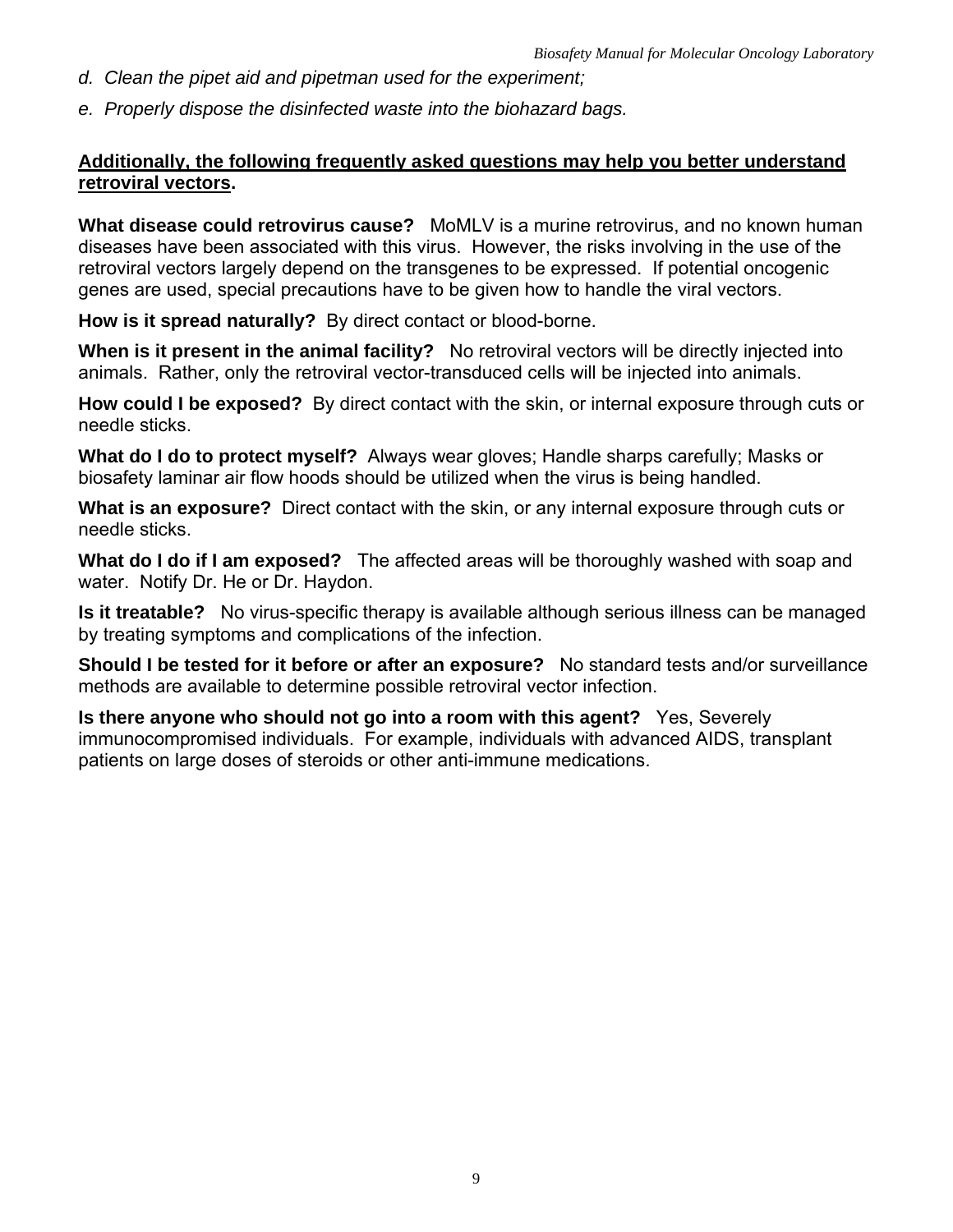*d. Clean the pipet aid and pipetman used for the experiment;*

*e. Properly dispose the disinfected waste into the biohazard bags.*

**Additionally, the following frequently asked questions may help you better understand retroviral vectors.**

**What disease could retrovirus cause?** MoMLV is a murine retrovirus, and no known human diseases have been associated with this virus. However, the risks involving in the use of the retroviral vectors largely depend on the transgenes to be expressed. If potential oncogenic genes are used, special precautions have to be given how to handle the viral vectors.

**How is it spread naturally?** By direct contact or blood-borne.

**When is it present in the animal facility?** No retroviral vectors will be directly injected into animals. Rather, only the retroviral vector-transduced cells will be injected into animals.

**How could I be exposed?** By direct contact with the skin, or internal exposure through cuts or needle sticks.

**What do I do to protect myself?** Always wear gloves; Handle sharps carefully; Masks or biosafety laminar air flow hoods should be utilized when the virus is being handled.

**What is an exposure?** Direct contact with the skin, or any internal exposure through cuts or needle sticks.

**What do I do if I am exposed?** The affected areas will be thoroughly washed with soap and water. Notify Dr. He or Dr. Haydon.

**Is it treatable?** No virus-specific therapy is available although serious illness can be managed by treating symptoms and complications of the infection.

**Should I be tested for it before or after an exposure?** No standard tests and/or surveillance methods are available to determine possible retroviral vector infection.

**Is there anyone who should not go into a room with this agent?** Yes, Severely immunocompromised individuals. For example, individuals with advanced AIDS, transplant patients on large doses of steroids or other anti-immune medications.